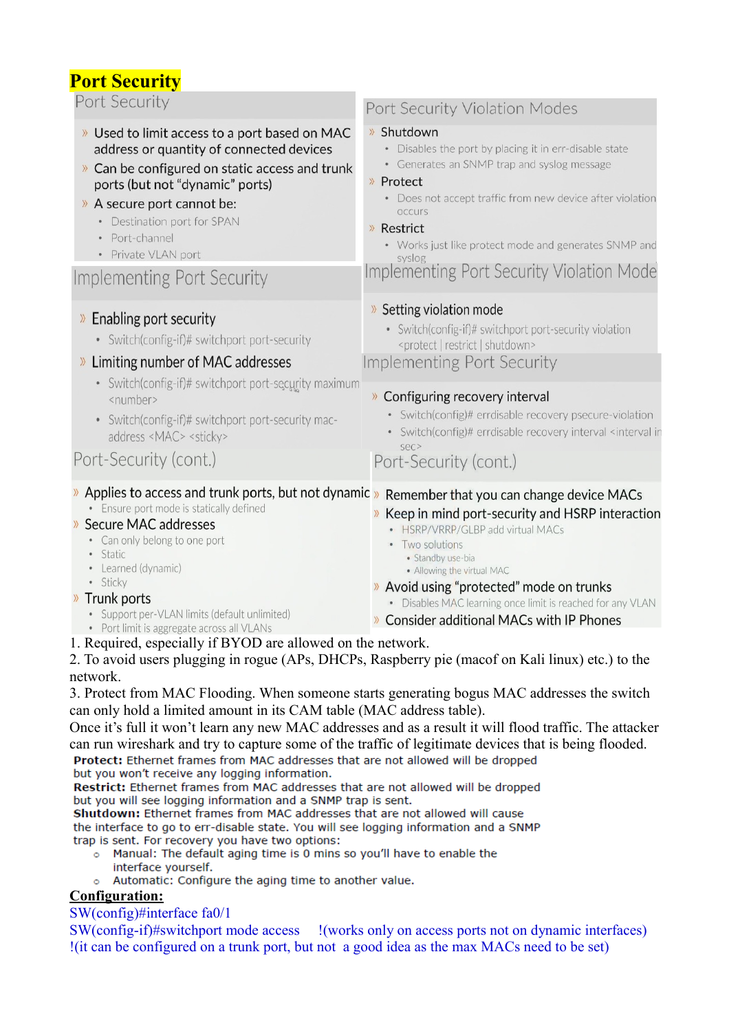# Port Security

## Port Security

- Used to limit access to a port based on MAC address or quantity of connected devices
- Can be configured on static access and trunk ports (but not "dynamic" ports)
- A secure port cannot be:
  - Destination port for SPAN
  - Port-channel
  - Private VLAN port

## Implementing Port Security

- Enabling port security
  - Switch(config-if)# switchport port-security
- Limiting number of MAC addresses
  - Switch(config-if)# switchport port-security maximum <number>
  - Switch(config-if)# switchport port-security mac-address <MAC> <sticky>

## Port-Security (cont.)

- Applies to access and trunk ports, but not dynamic
  - Ensure port mode is statically defined
- Secure MAC addresses
  - Can only belong to one port
  - Static
  - Learned (dynamic)
  - Sticky
- Trunk ports
  - Support per-VLAN limits (default unlimited)
  - Port limit is aggregate across all VLANs

## Port Security Violation Modes

- Shutdown
  - Disables the port by placing it in err-disable state
  - Generates an SNMP trap and syslog message
- Protect
  - Does not accept traffic from new device after violation occurs
- Restrict
  - Works just like protect mode and generates SNMP and syslog

## Implementing Port Security Violation Mode

- Setting violation mode
  - Switch(config-if)# switchport port-security violation <protect | restrict | shutdown>

## Implementing Port Security

- Configuring recovery interval
  - Switch(config)# errdisable recovery psecure-violation
  - Switch(config)# errdisable recovery interval <interval in sec>

## Port-Security (cont.)

- Remember that you can change device MACs
- Keep in mind port-security and HSRP interaction
  - HSRP/VRRP/GLBP add virtual MACs
  - Two solutions
    - Standby use-bia
    - Allowing the virtual MAC
- Avoid using "protected" mode on trunks
  - Disables MAC learning once limit is reached for any VLAN
- Consider additional MACs with IP Phones

1. Required, especially if BYOD are allowed on the network.
2. To avoid users plugging in rogue (APs, DHCPs, Raspberry pie (macof on Kali linux) etc.) to the network.
3. Protect from MAC Flooding. When someone starts generating bogus MAC addresses the switch can only hold a limited amount in its CAM table (MAC address table).

Once it's full it won't learn any new MAC addresses and as a result it will flood traffic. The attacker can run wireshark and try to capture some of the traffic of legitimate devices that is being flooded.

**Protect:** Ethernet frames from MAC addresses that are not allowed will be dropped but you won't receive any logging information.
**Restrict:** Ethernet frames from MAC addresses that are not allowed will be dropped but you will see logging information and a SNMP trap is sent.
**Shutdown:** Ethernet frames from MAC addresses that are not allowed will cause the interface to go to err-disable state. You will see logging information and a SNMP trap is sent. For recovery you have two options:

- Manual: The default aging time is 0 mins so you'll have to enable the interface yourself.
- Automatic: Configure the aging time to another value.

**Configuration:**

```
SW(config)#interface fa0/1
SW(config-if)#switchport mode access    !(works only on access ports not on dynamic interfaces)
!(it can be configured on a trunk port, but not  a good idea as the max MACs need to be set)
```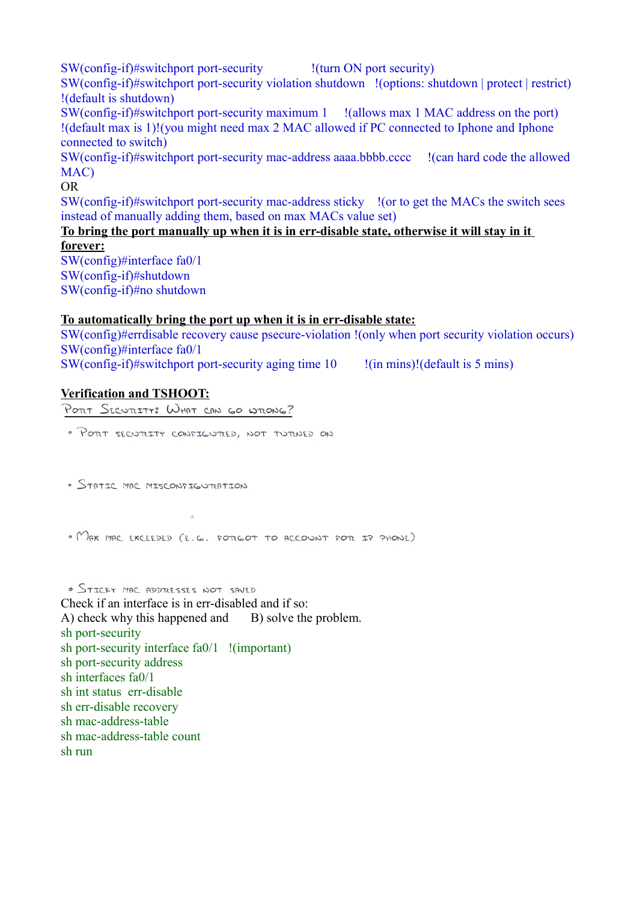SW(config-if)#switchport port-security !(turn ON port security)
SW(config-if)#switchport port-security violation shutdown !(options: shutdown | protect | restrict) !(default is shutdown)
SW(config-if)#switchport port-security maximum 1 !(allows max 1 MAC address on the port) !(default max is 1)!(you might need max 2 MAC allowed if PC connected to Iphone and Iphone connected to switch)
SW(config-if)#switchport port-security mac-address aaaa.bbbb.cccc !(can hard code the allowed MAC)
OR
SW(config-if)#switchport port-security mac-address sticky !(or to get the MACs the switch sees instead of manually adding them, based on max MACs value set)

**<u>To bring the port manually up when it is in err-disable state, otherwise it will stay in it forever:</u>**

SW(config)#interface fa0/1
SW(config-if)#shutdown
SW(config-if)#no shutdown

**<u>To automatically bring the port up when it is in err-disable state:</u>**

SW(config)#errdisable recovery cause psecure-violation !(only when port security violation occurs)
SW(config)#interface fa0/1
SW(config-if)#switchport port-security aging time 10 !(in mins)!(default is 5 mins)

**<u>Verification and TSHOOT:</u>**

<u>PORT SECURITY: WHAT CAN GO WRONG?</u>

- PORT SECURITY CONFIGURED, NOT TURNED ON
- STATIC MAC MISCONFIGURATION
- MAX MAC EXCEEDED (E.G. FORGOT TO ACCOUNT FOR IP PHONE)
- STICKY MAC ADDRESSES NOT SAVED

Check if an interface is in err-disabled and if so:
A) check why this happened and B) solve the problem.

sh port-security
sh port-security interface fa0/1 !(important)
sh port-security address
sh interfaces fa0/1
sh int status err-disable
sh err-disable recovery
sh mac-address-table
sh mac-address-table count
sh run